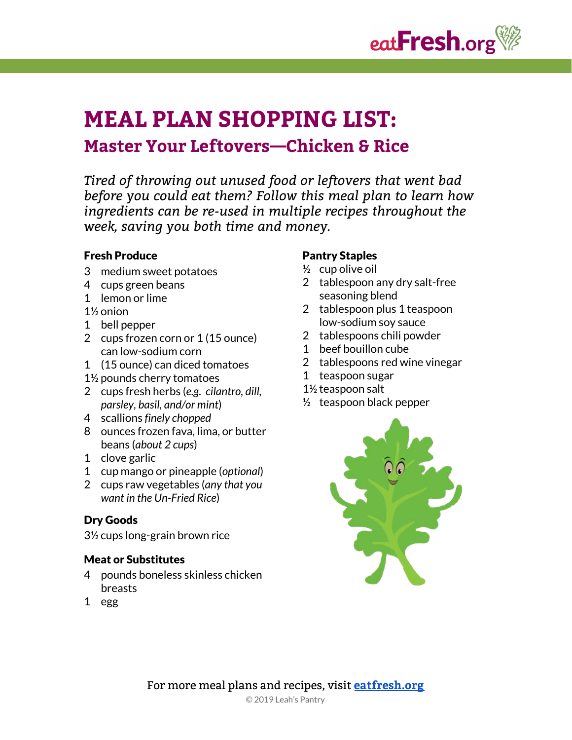# MEAL PLAN SHOPPING LIST:

## Master Your Leftovers—Chicken & Rice

*Tired of throwing out unused food or leftovers that went bad before you could eat them? Follow this meal plan to learn how ingredients can be re-used in multiple recipes throughout the week, saving you both time and money.*

**Fresh Produce**

- 3 medium sweet potatoes
- 4 cups green beans
- 1 lemon or lime
- 1½ onion
- 1 bell pepper
- 2 cups frozen corn or 1 (15 ounce) can low-sodium corn
- 1 (15 ounce) can diced tomatoes
- 1½ pounds cherry tomatoes
- 2 cups fresh herbs (*e.g. cilantro, dill, parsley, basil, and/or mint*)
- 4 scallions *finely chopped*
- 8 ounces frozen fava, lima, or butter beans (*about 2 cups*)
- 1 clove garlic
- 1 cup mango or pineapple (*optional*)
- 2 cups raw vegetables (*any that you want in the Un-Fried Rice*)

**Dry Goods**

- 3½ cups long-grain brown rice

**Meat or Substitutes**

- 4 pounds boneless skinless chicken breasts
- 1 egg

**Pantry Staples**

- ½ cup olive oil
- 2 tablespoon any dry salt-free seasoning blend
- 2 tablespoon plus 1 teaspoon low-sodium soy sauce
- 2 tablespoons chili powder
- 1 beef bouillon cube
- 2 tablespoons red wine vinegar
- 1 teaspoon sugar
- 1½ teaspoon salt
- ½ teaspoon black pepper

For more meal plans and recipes, visit [eatfresh.org](https://eatfresh.org)

© 2019 Leah's Pantry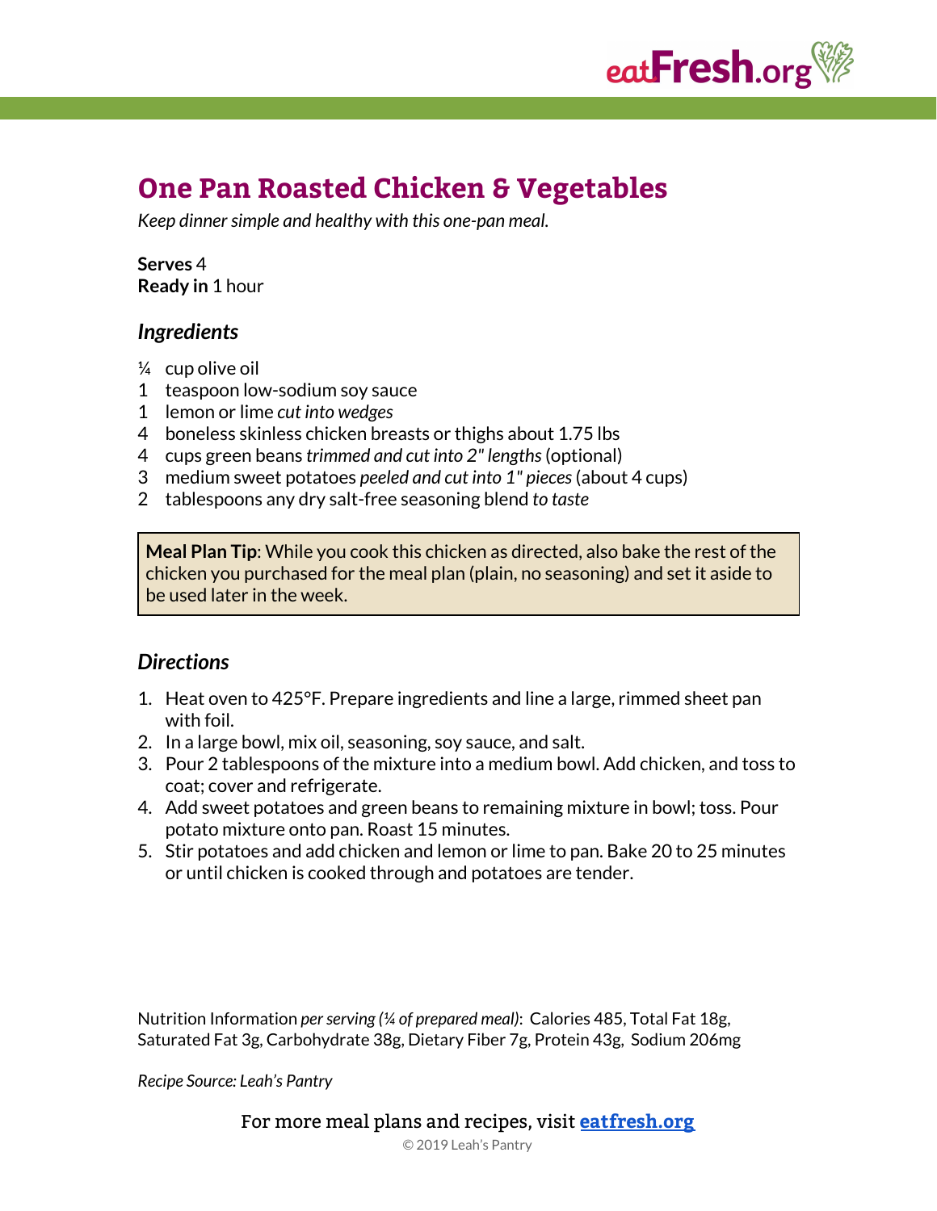# One Pan Roasted Chicken & Vegetables

*Keep dinner simple and healthy with this one-pan meal.*

**Serves** 4
**Ready in** 1 hour

## *Ingredients*

- ¼ cup olive oil
- 1 teaspoon low-sodium soy sauce
- 1 lemon or lime *cut into wedges*
- 4 boneless skinless chicken breasts or thighs about 1.75 lbs
- 4 cups green beans *trimmed and cut into 2" lengths* (optional)
- 3 medium sweet potatoes *peeled and cut into 1" pieces* (about 4 cups)
- 2 tablespoons any dry salt-free seasoning blend *to taste*

> **Meal Plan Tip**: While you cook this chicken as directed, also bake the rest of the chicken you purchased for the meal plan (plain, no seasoning) and set it aside to be used later in the week.

## *Directions*

1. Heat oven to 425°F. Prepare ingredients and line a large, rimmed sheet pan with foil.
2. In a large bowl, mix oil, seasoning, soy sauce, and salt.
3. Pour 2 tablespoons of the mixture into a medium bowl. Add chicken, and toss to coat; cover and refrigerate.
4. Add sweet potatoes and green beans to remaining mixture in bowl; toss. Pour potato mixture onto pan. Roast 15 minutes.
5. Stir potatoes and add chicken and lemon or lime to pan. Bake 20 to 25 minutes or until chicken is cooked through and potatoes are tender.

Nutrition Information *per serving (¼ of prepared meal)*: Calories 485, Total Fat 18g, Saturated Fat 3g, Carbohydrate 38g, Dietary Fiber 7g, Protein 43g, Sodium 206mg

*Recipe Source: Leah's Pantry*

For more meal plans and recipes, visit **eatfresh.org**

© 2019 Leah's Pantry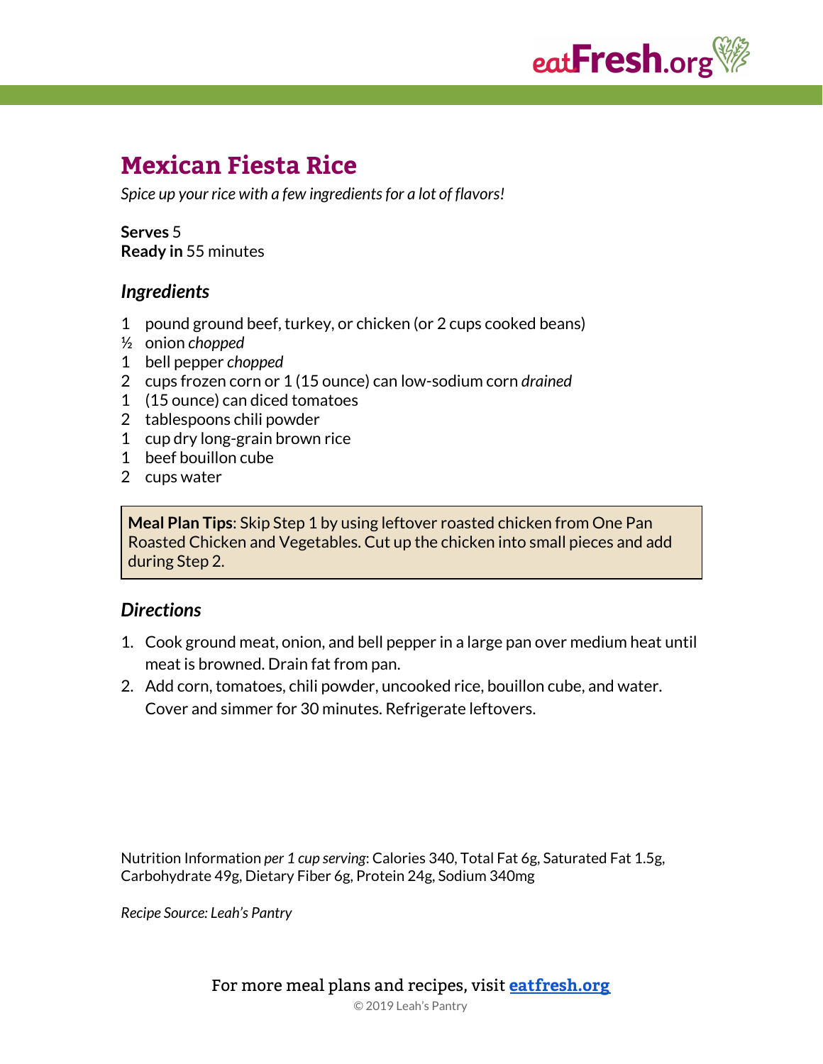# Mexican Fiesta Rice

*Spice up your rice with a few ingredients for a lot of flavors!*

**Serves** 5
**Ready in** 55 minutes

## *Ingredients*

- 1 pound ground beef, turkey, or chicken (or 2 cups cooked beans)
- ½ onion *chopped*
- 1 bell pepper *chopped*
- 2 cups frozen corn or 1 (15 ounce) can low-sodium corn *drained*
- 1 (15 ounce) can diced tomatoes
- 2 tablespoons chili powder
- 1 cup dry long-grain brown rice
- 1 beef bouillon cube
- 2 cups water

> **Meal Plan Tips**: Skip Step 1 by using leftover roasted chicken from One Pan Roasted Chicken and Vegetables. Cut up the chicken into small pieces and add during Step 2.

## *Directions*

1. Cook ground meat, onion, and bell pepper in a large pan over medium heat until meat is browned. Drain fat from pan.
2. Add corn, tomatoes, chili powder, uncooked rice, bouillon cube, and water. Cover and simmer for 30 minutes. Refrigerate leftovers.

Nutrition Information *per 1 cup serving*: Calories 340, Total Fat 6g, Saturated Fat 1.5g, Carbohydrate 49g, Dietary Fiber 6g, Protein 24g, Sodium 340mg

*Recipe Source: Leah's Pantry*

For more meal plans and recipes, visit **eatfresh.org**

© 2019 Leah's Pantry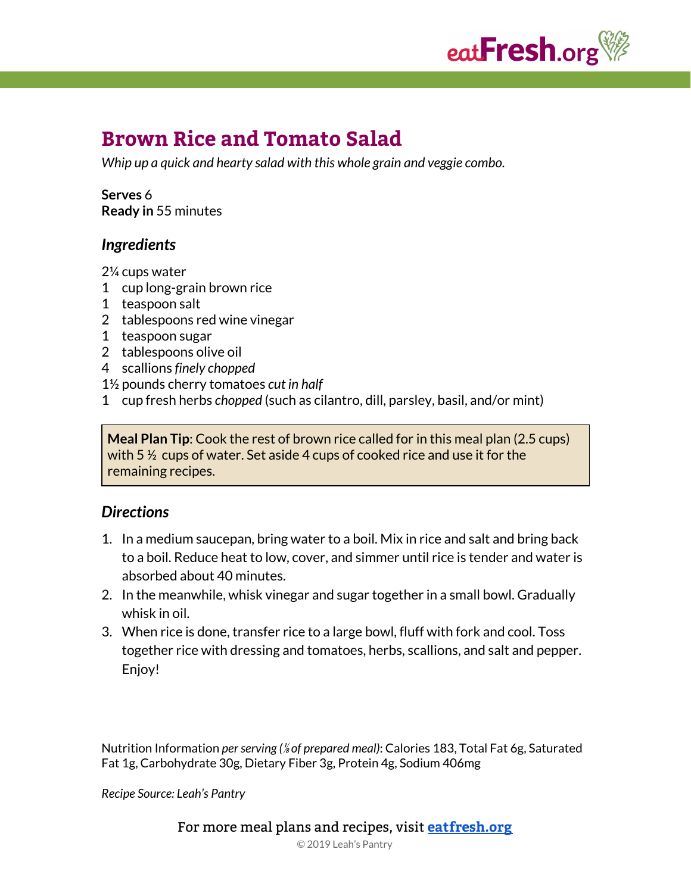# Brown Rice and Tomato Salad

*Whip up a quick and hearty salad with this whole grain and veggie combo.*

**Serves** 6
**Ready in** 55 minutes

## *Ingredients*

2¼ cups water
1 cup long-grain brown rice
1 teaspoon salt
2 tablespoons red wine vinegar
1 teaspoon sugar
2 tablespoons olive oil
4 scallions *finely chopped*
1½ pounds cherry tomatoes *cut in half*
1 cup fresh herbs *chopped* (such as cilantro, dill, parsley, basil, and/or mint)

> **Meal Plan Tip**: Cook the rest of brown rice called for in this meal plan (2.5 cups) with 5 ½ cups of water. Set aside 4 cups of cooked rice and use it for the remaining recipes.

## *Directions*

1. In a medium saucepan, bring water to a boil. Mix in rice and salt and bring back to a boil. Reduce heat to low, cover, and simmer until rice is tender and water is absorbed about 40 minutes.
2. In the meanwhile, whisk vinegar and sugar together in a small bowl. Gradually whisk in oil.
3. When rice is done, transfer rice to a large bowl, fluff with fork and cool. Toss together rice with dressing and tomatoes, herbs, scallions, and salt and pepper. Enjoy!

Nutrition Information *per serving (⅙ of prepared meal)*: Calories 183, Total Fat 6g, Saturated Fat 1g, Carbohydrate 30g, Dietary Fiber 3g, Protein 4g, Sodium 406mg

*Recipe Source: Leah's Pantry*

For more meal plans and recipes, visit **[eatfresh.org](https://eatfresh.org)**

© 2019 Leah's Pantry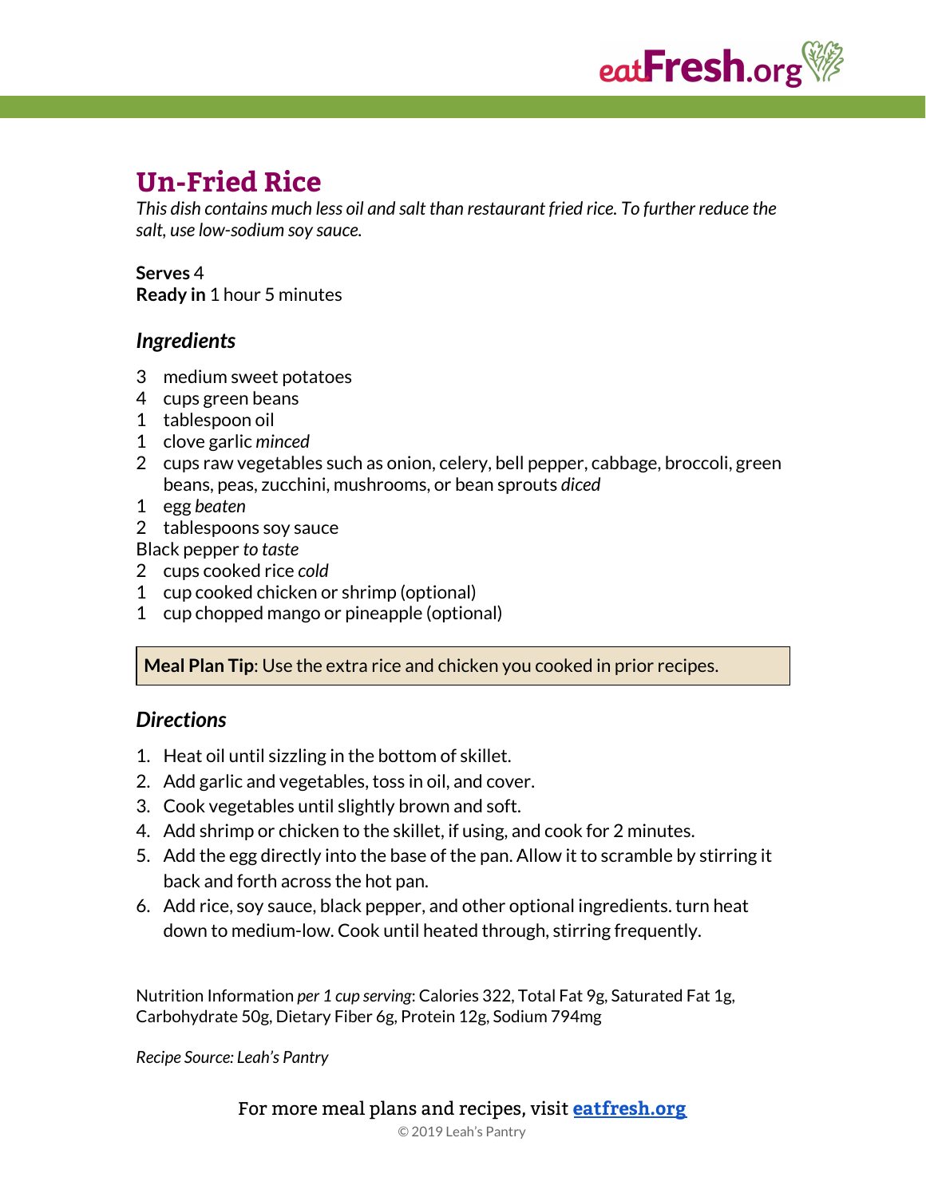# Un-Fried Rice

*This dish contains much less oil and salt than restaurant fried rice. To further reduce the salt, use low-sodium soy sauce.*

**Serves** 4
**Ready in** 1 hour 5 minutes

## *Ingredients*

3 medium sweet potatoes
4 cups green beans
1 tablespoon oil
1 clove garlic *minced*
2 cups raw vegetables such as onion, celery, bell pepper, cabbage, broccoli, green beans, peas, zucchini, mushrooms, or bean sprouts *diced*
1 egg *beaten*
2 tablespoons soy sauce
Black pepper *to taste*
2 cups cooked rice *cold*
1 cup cooked chicken or shrimp (optional)
1 cup chopped mango or pineapple (optional)

**Meal Plan Tip**: Use the extra rice and chicken you cooked in prior recipes.

## *Directions*

1. Heat oil until sizzling in the bottom of skillet.
2. Add garlic and vegetables, toss in oil, and cover.
3. Cook vegetables until slightly brown and soft.
4. Add shrimp or chicken to the skillet, if using, and cook for 2 minutes.
5. Add the egg directly into the base of the pan. Allow it to scramble by stirring it back and forth across the hot pan.
6. Add rice, soy sauce, black pepper, and other optional ingredients. turn heat down to medium-low. Cook until heated through, stirring frequently.

Nutrition Information *per 1 cup serving*: Calories 322, Total Fat 9g, Saturated Fat 1g, Carbohydrate 50g, Dietary Fiber 6g, Protein 12g, Sodium 794mg

*Recipe Source: Leah's Pantry*

For more meal plans and recipes, visit [eatfresh.org](eatfresh.org)

© 2019 Leah's Pantry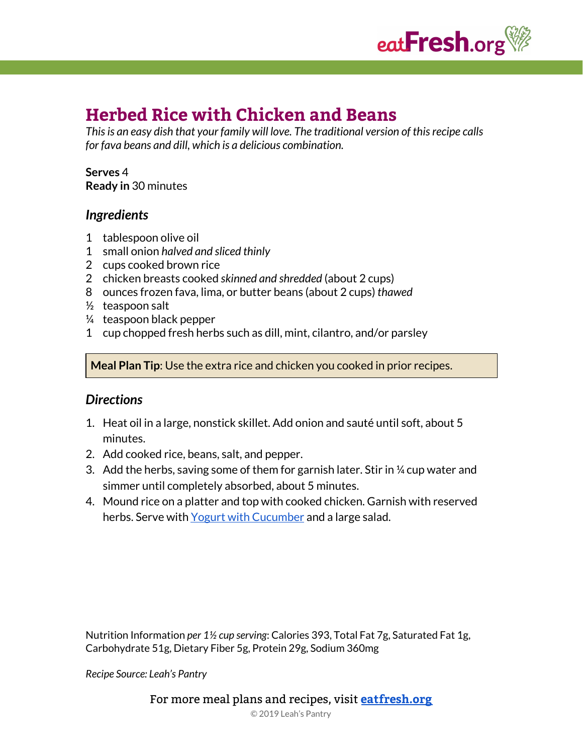# Herbed Rice with Chicken and Beans

*This is an easy dish that your family will love. The traditional version of this recipe calls for fava beans and dill, which is a delicious combination.*

**Serves** 4
**Ready in** 30 minutes

## *Ingredients*

- 1 tablespoon olive oil
- 1 small onion *halved and sliced thinly*
- 2 cups cooked brown rice
- 2 chicken breasts cooked *skinned and shredded* (about 2 cups)
- 8 ounces frozen fava, lima, or butter beans (about 2 cups) *thawed*
- ½ teaspoon salt
- ¼ teaspoon black pepper
- 1 cup chopped fresh herbs such as dill, mint, cilantro, and/or parsley

**Meal Plan Tip**: Use the extra rice and chicken you cooked in prior recipes.

## *Directions*

1. Heat oil in a large, nonstick skillet. Add onion and sauté until soft, about 5 minutes.
2. Add cooked rice, beans, salt, and pepper.
3. Add the herbs, saving some of them for garnish later. Stir in ¼ cup water and simmer until completely absorbed, about 5 minutes.
4. Mound rice on a platter and top with cooked chicken. Garnish with reserved herbs. Serve with Yogurt with Cucumber and a large salad.

Nutrition Information *per 1½ cup serving*: Calories 393, Total Fat 7g, Saturated Fat 1g, Carbohydrate 51g, Dietary Fiber 5g, Protein 29g, Sodium 360mg

*Recipe Source: Leah's Pantry*

For more meal plans and recipes, visit **eatfresh.org**

© 2019 Leah's Pantry